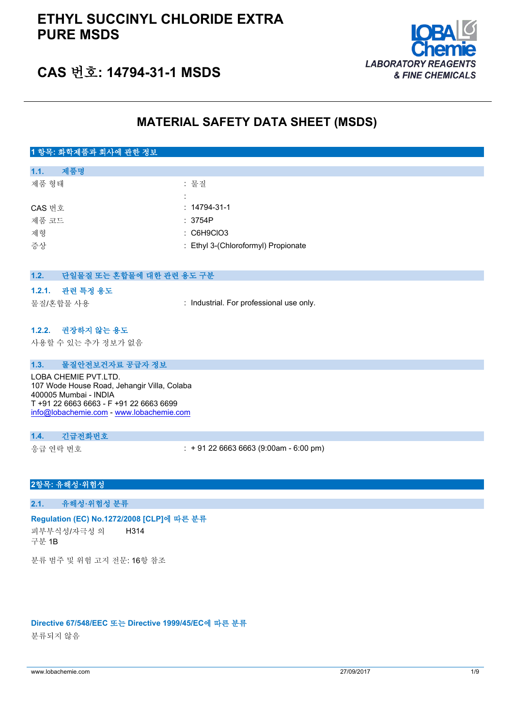# ETHYL SUCCINYL CHLORIDE EXTRA PURE MSDS

## CAS 번호: 14794-31-1 MSDS

LOBA Chemie
LABORATORY REAGENTS & FINE CHEMICALS

# MATERIAL SAFETY DATA SHEET (MSDS)

## 1 항목: 화학제품과 회사에 관한 정보

### 1.1. 제품명

| | |
|---|---|
| 제품 형태 | : 물질 |
| | : |
| CAS 번호 | : 14794-31-1 |
| 제품 코드 | : 3754P |
| 제형 | : C6H9ClO3 |
| 증상 | : Ethyl 3-(Chloroformyl) Propionate |

### 1.2. 단일물질 또는 혼합물에 대한 관련 용도 구분

#### 1.2.1. 관련 특정 용도

| | |
|---|---|
| 물질/혼합물 사용 | : Industrial. For professional use only. |

#### 1.2.2. 권장하지 않는 용도

사용할 수 있는 추가 정보가 없음

### 1.3. 물질안전보건자료 공급자 정보

LOBA CHEMIE PVT.LTD.
107 Wode House Road, Jehangir Villa, Colaba
400005 Mumbai - INDIA
T +91 22 6663 6663 - F +91 22 6663 6699
info@lobachemie.com - www.lobachemie.com

### 1.4. 긴급전화번호

| | |
|---|---|
| 응급 연락 번호 | : + 91 22 6663 6663 (9:00am - 6:00 pm) |

## 2항목: 유해성·위험성

### 2.1. 유해성·위험성 분류

**Regulation (EC) No.1272/2008 [CLP]에 따른 분류**

| | |
|---|---|
| 피부부식성/자극성 의 구분 1B | H314 |

분류 범주 및 위험 고지 전문: 16항 참조

**Directive 67/548/EEC 또는 Directive 1999/45/EC에 따른 분류**

분류되지 않음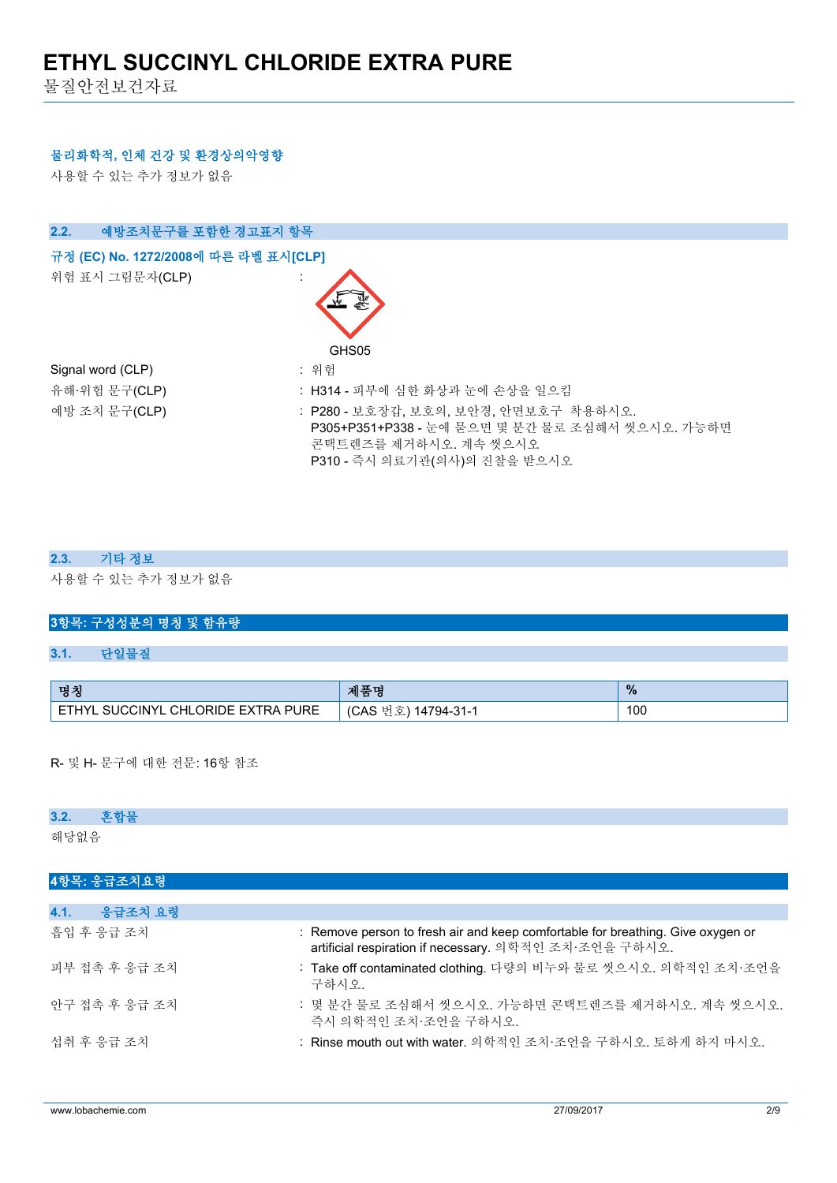**물리화학적, 인체 건강 및 환경상의악영향**

사용할 수 있는 추가 정보가 없음

### 2.2. 예방조치문구를 포함한 경고표지 항목

**규정 (EC) No. 1272/2008에 따른 라벨 표시[CLP]**

위험 표시 그림문자(CLP) :

GHS05

Signal word (CLP) : 위험

유해·위험 문구(CLP) : H314 - 피부에 심한 화상과 눈에 손상을 일으킴

예방 조치 문구(CLP) : P280 - 보호장갑, 보호의, 보안경, 안면보호구 착용하시오.
P305+P351+P338 - 눈에 묻으면 몇 분간 물로 조심해서 씻으시오. 가능하면 콘택트렌즈를 제거하시오. 계속 씻으시오
P310 - 즉시 의료기관(의사)의 진찰을 받으시오

### 2.3. 기타 정보

사용할 수 있는 추가 정보가 없음

## 3항목: 구성성분의 명칭 및 함유량

### 3.1. 단일물질

| 명칭 | 제품명 | % |
|---|---|---|
| ETHYL SUCCINYL CHLORIDE EXTRA PURE | (CAS 번호) 14794-31-1 | 100 |

R- 및 H- 문구에 대한 전문: 16항 참조

### 3.2. 혼합물

해당없음

## 4항목: 응급조치요령

### 4.1. 응급조치 요령

흡입 후 응급 조치 : Remove person to fresh air and keep comfortable for breathing. Give oxygen or artificial respiration if necessary. 의학적인 조치·조언을 구하시오.

피부 접촉 후 응급 조치 : Take off contaminated clothing. 다량의 비누와 물로 씻으시오. 의학적인 조치·조언을 구하시오.

안구 접촉 후 응급 조치 : 몇 분간 물로 조심해서 씻으시오. 가능하면 콘택트렌즈를 제거하시오. 계속 씻으시오. 즉시 의학적인 조치·조언을 구하시오.

섭취 후 응급 조치 : Rinse mouth out with water. 의학적인 조치·조언을 구하시오. 토하게 하지 마시오.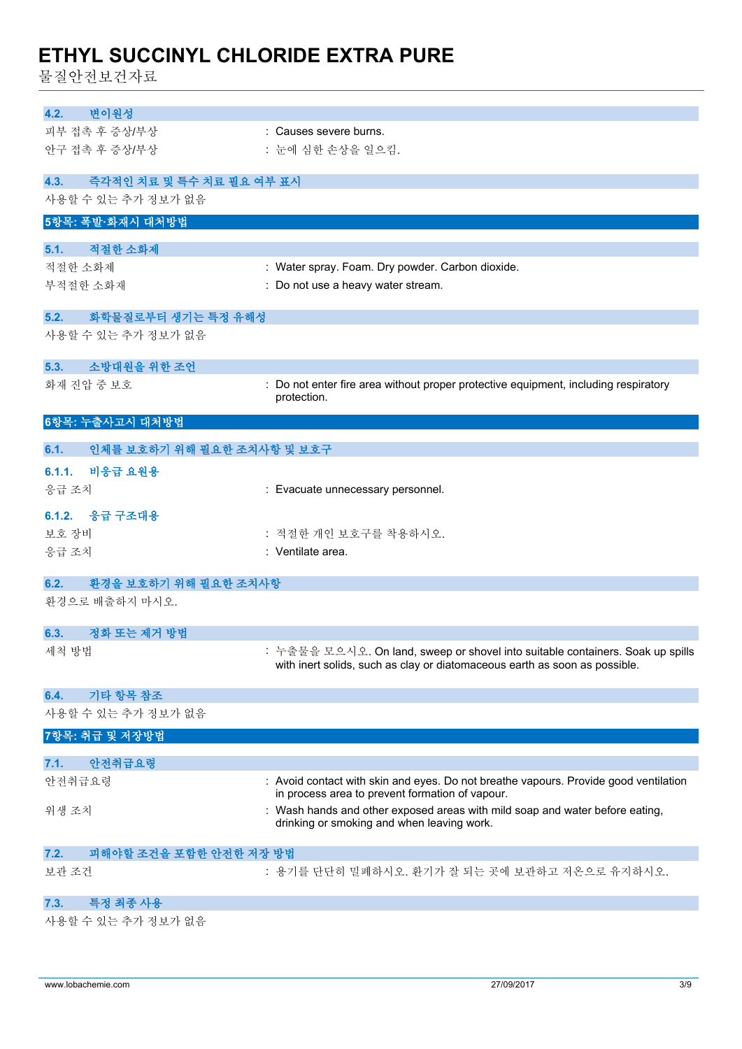### 4.2. 변이원성

| | |
|---|---|
| 피부 접촉 후 증상/부상 | : Causes severe burns. |
| 안구 접촉 후 증상/부상 | : 눈에 심한 손상을 일으킴. |

### 4.3. 즉각적인 치료 및 특수 치료 필요 여부 표시

사용할 수 있는 추가 정보가 없음

## 5항목: 폭발·화재시 대처방법

### 5.1. 적절한 소화제

| | |
|---|---|
| 적절한 소화제 | : Water spray. Foam. Dry powder. Carbon dioxide. |
| 부적절한 소화제 | : Do not use a heavy water stream. |

### 5.2. 화학물질로부터 생기는 특정 유해성

사용할 수 있는 추가 정보가 없음

### 5.3. 소방대원을 위한 조언

| | |
|---|---|
| 화재 진압 중 보호 | : Do not enter fire area without proper protective equipment, including respiratory protection. |

## 6항목: 누출사고시 대처방법

### 6.1. 인체를 보호하기 위해 필요한 조치사항 및 보호구

#### 6.1.1. 비응급 요원용

| | |
|---|---|
| 응급 조치 | : Evacuate unnecessary personnel. |

#### 6.1.2. 응급 구조대용

| | |
|---|---|
| 보호 장비 | : 적절한 개인 보호구를 착용하시오. |
| 응급 조치 | : Ventilate area. |

### 6.2. 환경을 보호하기 위해 필요한 조치사항

환경으로 배출하지 마시오.

### 6.3. 정화 또는 제거 방법

| | |
|---|---|
| 세척 방법 | : 누출물을 모으시오. On land, sweep or shovel into suitable containers. Soak up spills with inert solids, such as clay or diatomaceous earth as soon as possible. |

### 6.4. 기타 항목 참조

사용할 수 있는 추가 정보가 없음

## 7항목: 취급 및 저장방법

### 7.1. 안전취급요령

| | |
|---|---|
| 안전취급요령 | : Avoid contact with skin and eyes. Do not breathe vapours. Provide good ventilation in process area to prevent formation of vapour. |
| 위생 조치 | : Wash hands and other exposed areas with mild soap and water before eating, drinking or smoking and when leaving work. |

### 7.2. 피해야할 조건을 포함한 안전한 저장 방법

| | |
|---|---|
| 보관 조건 | : 용기를 단단히 밀폐하시오. 환기가 잘 되는 곳에 보관하고 저온으로 유지하시오. |

### 7.3. 특정 최종 사용

사용할 수 있는 추가 정보가 없음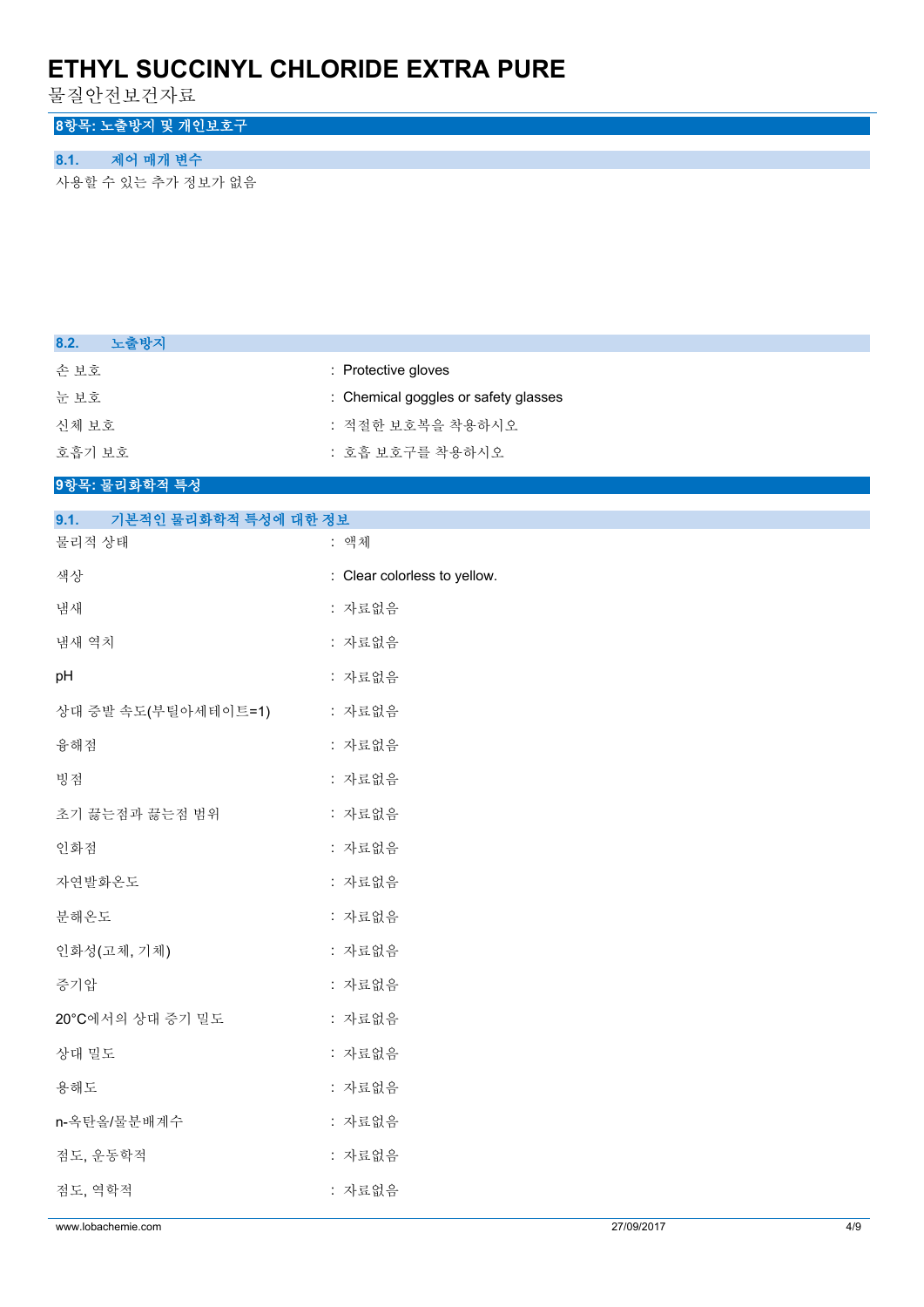## 8항목: 노출방지 및 개인보호구

### 8.1. 제어 매개 변수

사용할 수 있는 추가 정보가 없음

### 8.2. 노출방지

| | |
|---|---|
| 손 보호 | : Protective gloves |
| 눈 보호 | : Chemical goggles or safety glasses |
| 신체 보호 | : 적절한 보호복을 착용하시오 |
| 호흡기 보호 | : 호흡 보호구를 착용하시오 |

## 9항목: 물리화학적 특성

### 9.1. 기본적인 물리화학적 특성에 대한 정보

| | |
|---|---|
| 물리적 상태 | : 액체 |
| 색상 | : Clear colorless to yellow. |
| 냄새 | : 자료없음 |
| 냄새 역치 | : 자료없음 |
| pH | : 자료없음 |
| 상대 증발 속도(부틸아세테이트=1) | : 자료없음 |
| 융해점 | : 자료없음 |
| 빙점 | : 자료없음 |
| 초기 끓는점과 끓는점 범위 | : 자료없음 |
| 인화점 | : 자료없음 |
| 자연발화온도 | : 자료없음 |
| 분해온도 | : 자료없음 |
| 인화성(고체, 기체) | : 자료없음 |
| 증기압 | : 자료없음 |
| 20°C에서의 상대 증기 밀도 | : 자료없음 |
| 상대 밀도 | : 자료없음 |
| 용해도 | : 자료없음 |
| n-옥탄올/물분배계수 | : 자료없음 |
| 점도, 운동학적 | : 자료없음 |
| 점도, 역학적 | : 자료없음 |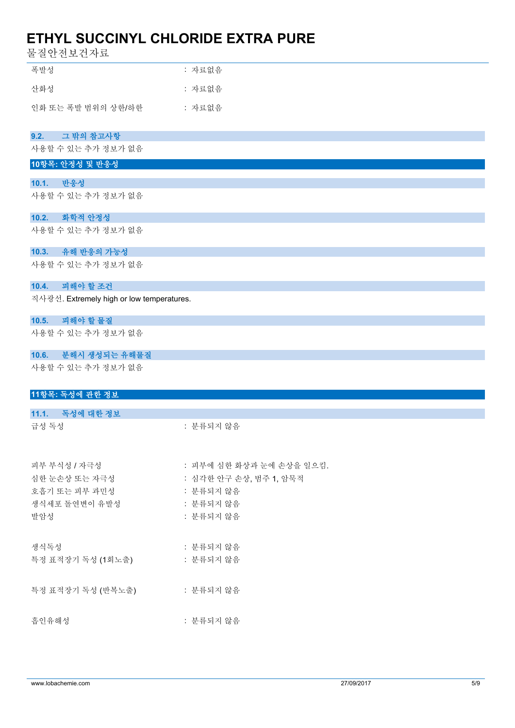| | |
|---|---|
| 폭발성 | : 자료없음 |
| 산화성 | : 자료없음 |
| 인화 또는 폭발 범위의 상한/하한 | : 자료없음 |

### 9.2. 그 밖의 참고사항

사용할 수 있는 추가 정보가 없음

## 10항목: 안정성 및 반응성

### 10.1. 반응성

사용할 수 있는 추가 정보가 없음

### 10.2. 화학적 안정성

사용할 수 있는 추가 정보가 없음

### 10.3. 유해 반응의 가능성

사용할 수 있는 추가 정보가 없음

### 10.4. 피해야 할 조건

직사광선. Extremely high or low temperatures.

### 10.5. 피해야 할 물질

사용할 수 있는 추가 정보가 없음

### 10.6. 분해시 생성되는 유해물질

사용할 수 있는 추가 정보가 없음

## 11항목: 독성에 관한 정보

### 11.1. 독성에 대한 정보

| | |
|---|---|
| 급성 독성 | : 분류되지 않음 |
| 피부 부식성 / 자극성 | : 피부에 심한 화상과 눈에 손상을 일으킴. |
| 심한 눈손상 또는 자극성 | : 심각한 안구 손상, 범주 1, 암묵적 |
| 호흡기 또는 피부 과민성 | : 분류되지 않음 |
| 생식세포 돌연변이 유발성 | : 분류되지 않음 |
| 발암성 | : 분류되지 않음 |
| 생식독성 | : 분류되지 않음 |
| 특정 표적장기 독성 (1회노출) | : 분류되지 않음 |
| 특정 표적장기 독성 (반복노출) | : 분류되지 않음 |
| 흡인유해성 | : 분류되지 않음 |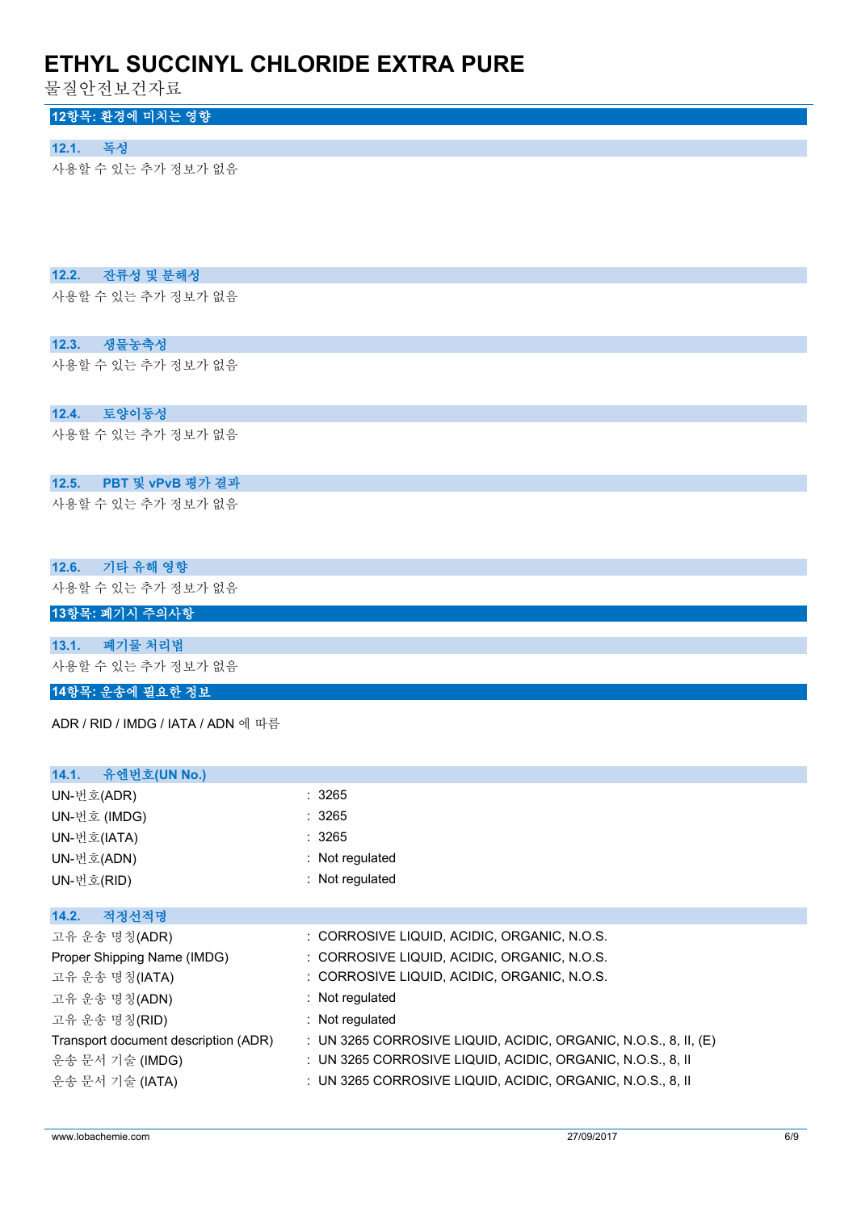## 12항목: 환경에 미치는 영향

### 12.1. 독성

사용할 수 있는 추가 정보가 없음

### 12.2. 잔류성 및 분해성

사용할 수 있는 추가 정보가 없음

### 12.3. 생물농축성

사용할 수 있는 추가 정보가 없음

### 12.4. 토양이동성

사용할 수 있는 추가 정보가 없음

### 12.5. PBT 및 vPvB 평가 결과

사용할 수 있는 추가 정보가 없음

### 12.6. 기타 유해 영향

사용할 수 있는 추가 정보가 없음

## 13항목: 폐기시 주의사항

### 13.1. 폐기물 처리법

사용할 수 있는 추가 정보가 없음

## 14항목: 운송에 필요한 정보

ADR / RID / IMDG / IATA / ADN 에 따름

### 14.1. 유엔번호(UN No.)

| | |
|---|---|
| UN-번호(ADR) | : 3265 |
| UN-번호 (IMDG) | : 3265 |
| UN-번호(IATA) | : 3265 |
| UN-번호(ADN) | : Not regulated |
| UN-번호(RID) | : Not regulated |

### 14.2. 적정선적명

| | |
|---|---|
| 고유 운송 명칭(ADR) | : CORROSIVE LIQUID, ACIDIC, ORGANIC, N.O.S. |
| Proper Shipping Name (IMDG) | : CORROSIVE LIQUID, ACIDIC, ORGANIC, N.O.S. |
| 고유 운송 명칭(IATA) | : CORROSIVE LIQUID, ACIDIC, ORGANIC, N.O.S. |
| 고유 운송 명칭(ADN) | : Not regulated |
| 고유 운송 명칭(RID) | : Not regulated |
| Transport document description (ADR) | : UN 3265 CORROSIVE LIQUID, ACIDIC, ORGANIC, N.O.S., 8, II, (E) |
| 운송 문서 기술 (IMDG) | : UN 3265 CORROSIVE LIQUID, ACIDIC, ORGANIC, N.O.S., 8, II |
| 운송 문서 기술 (IATA) | : UN 3265 CORROSIVE LIQUID, ACIDIC, ORGANIC, N.O.S., 8, II |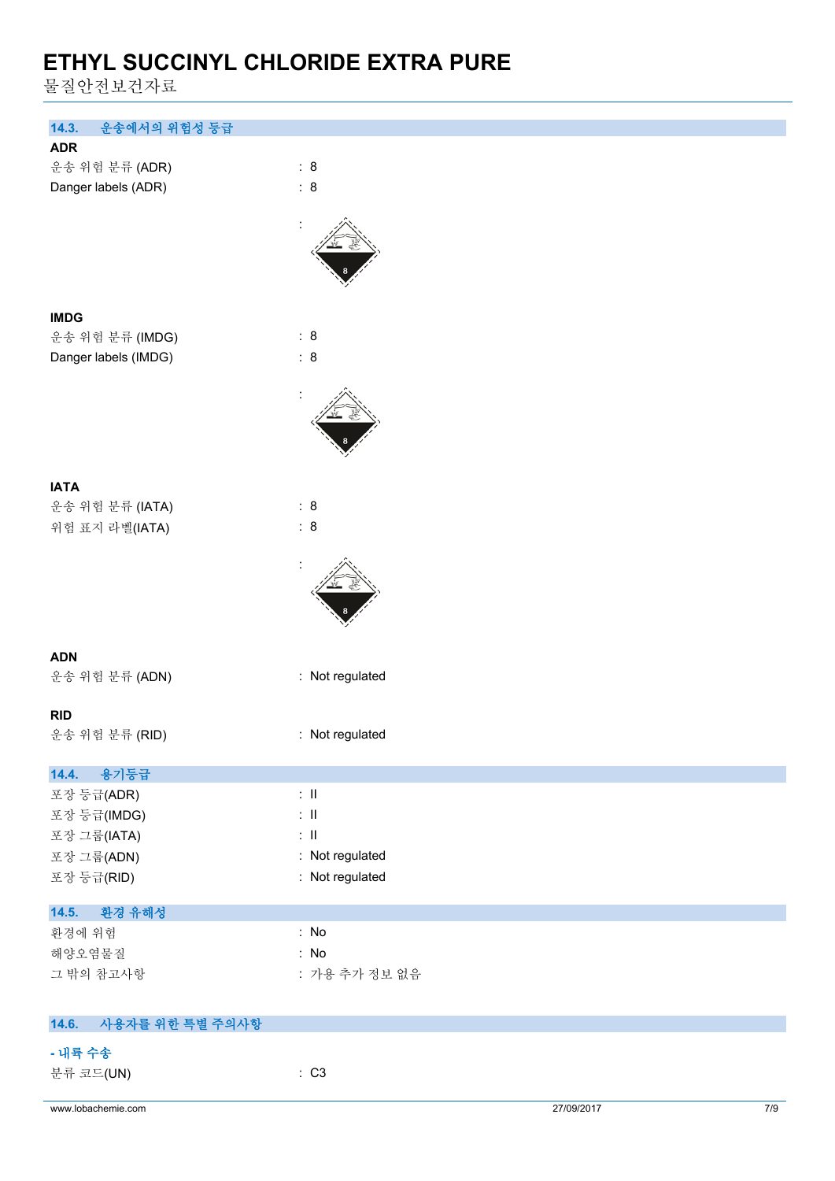### 14.3. 운송에서의 위험성 등급

**ADR**

| | |
|---|---|
| 운송 위험 분류 (ADR) | : 8 |
| Danger labels (ADR) | : 8 |
| | : |

**IMDG**

| | |
|---|---|
| 운송 위험 분류 (IMDG) | : 8 |
| Danger labels (IMDG) | : 8 |
| | : |

**IATA**

| | |
|---|---|
| 운송 위험 분류 (IATA) | : 8 |
| 위험 표지 라벨(IATA) | : 8 |
| | : |

**ADN**

| | |
|---|---|
| 운송 위험 분류 (ADN) | : Not regulated |

**RID**

| | |
|---|---|
| 운송 위험 분류 (RID) | : Not regulated |

### 14.4. 용기등급

| | |
|---|---|
| 포장 등급(ADR) | : II |
| 포장 등급(IMDG) | : II |
| 포장 그룹(IATA) | : II |
| 포장 그룹(ADN) | : Not regulated |
| 포장 등급(RID) | : Not regulated |

### 14.5. 환경 유해성

| | |
|---|---|
| 환경에 위험 | : No |
| 해양오염물질 | : No |
| 그 밖의 참고사항 | : 가용 추가 정보 없음 |

### 14.6. 사용자를 위한 특별 주의사항

**- 내륙 수송**

| | |
|---|---|
| 분류 코드(UN) | : C3 |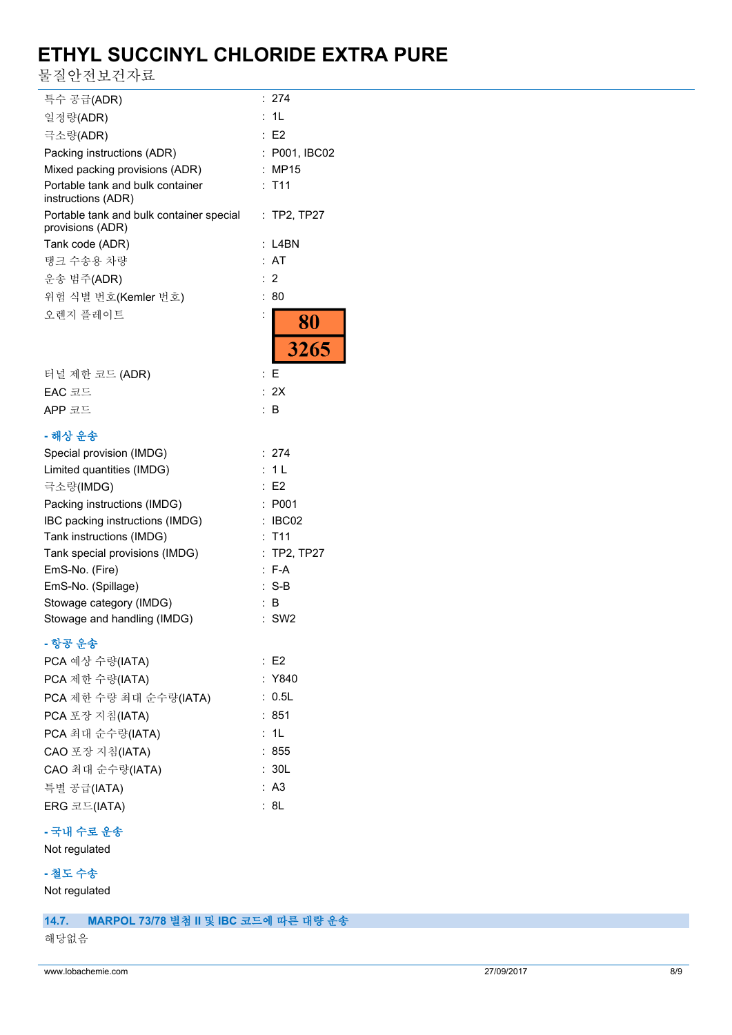# ETHYL SUCCINYL CHLORIDE EXTRA PURE

물질안전보건자료

| | |
|---|---|
| 특수 공급(ADR) | : 274 |
| 일정량(ADR) | : 1L |
| 극소량(ADR) | : E2 |
| Packing instructions (ADR) | : P001, IBC02 |
| Mixed packing provisions (ADR) | : MP15 |
| Portable tank and bulk container instructions (ADR) | : T11 |
| Portable tank and bulk container special provisions (ADR) | : TP2, TP27 |
| Tank code (ADR) | : L4BN |
| 탱크 수송용 차량 | : AT |
| 운송 범주(ADR) | : 2 |
| 위험 식별 번호(Kemler 번호) | : 80 |
| 오렌지 플레이트 | : 80 / 3265 |
| 터널 제한 코드 (ADR) | : E |
| EAC 코드 | : 2X |
| APP 코드 | : B |

**- 해상 운송**

| | |
|---|---|
| Special provision (IMDG) | : 274 |
| Limited quantities (IMDG) | : 1 L |
| 극소량(IMDG) | : E2 |
| Packing instructions (IMDG) | : P001 |
| IBC packing instructions (IMDG) | : IBC02 |
| Tank instructions (IMDG) | : T11 |
| Tank special provisions (IMDG) | : TP2, TP27 |
| EmS-No. (Fire) | : F-A |
| EmS-No. (Spillage) | : S-B |
| Stowage category (IMDG) | : B |
| Stowage and handling (IMDG) | : SW2 |

**- 항공 운송**

| | |
|---|---|
| PCA 예상 수량(IATA) | : E2 |
| PCA 제한 수량(IATA) | : Y840 |
| PCA 제한 수량 최대 순수량(IATA) | : 0.5L |
| PCA 포장 지침(IATA) | : 851 |
| PCA 최대 순수량(IATA) | : 1L |
| CAO 포장 지침(IATA) | : 855 |
| CAO 최대 순수량(IATA) | : 30L |
| 특별 공급(IATA) | : A3 |
| ERG 코드(IATA) | : 8L |

**- 국내 수로 운송**

Not regulated

**- 철도 수송**

Not regulated

## 14.7. MARPOL 73/78 별첨 II 및 IBC 코드에 따른 대량 운송

해당없음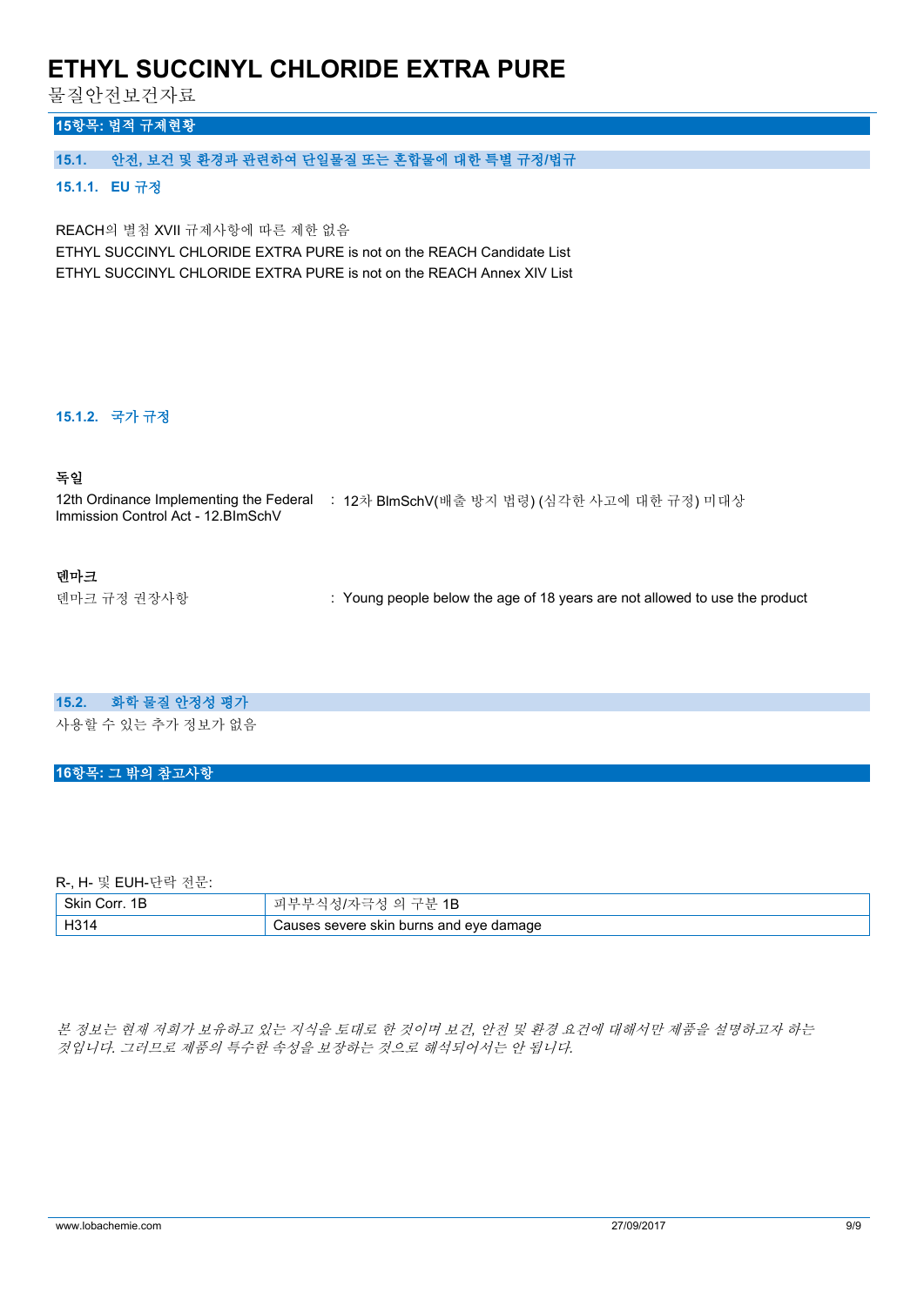## 15항목: 법적 규제현황

### 15.1. 안전, 보건 및 환경과 관련하여 단일물질 또는 혼합물에 대한 특별 규정/법규

#### 15.1.1. EU 규정

REACH의 별첨 XVII 규제사항에 따른 제한 없음
ETHYL SUCCINYL CHLORIDE EXTRA PURE is not on the REACH Candidate List
ETHYL SUCCINYL CHLORIDE EXTRA PURE is not on the REACH Annex XIV List

#### 15.1.2. 국가 규정

**독일**

12th Ordinance Implementing the Federal Immission Control Act - 12.BImSchV : 12차 BImSchV(배출 방지 법령) (심각한 사고에 대한 규정) 미대상

**덴마크**

덴마크 규정 권장사항 : Young people below the age of 18 years are not allowed to use the product

### 15.2. 화학 물질 안정성 평가

사용할 수 있는 추가 정보가 없음

## 16항목: 그 밖의 참고사항

R-, H- 및 EUH-단락 전문:

| | |
|---|---|
| Skin Corr. 1B | 피부부식성/자극성 의 구분 1B |
| H314 | Causes severe skin burns and eye damage |

*본 정보는 현재 저희가 보유하고 있는 지식을 토대로 한 것이며 보건, 안전 및 환경 요건에 대해서만 제품을 설명하고자 하는 것입니다. 그러므로 제품의 특수한 속성을 보장하는 것으로 해석되어서는 안 됩니다.*